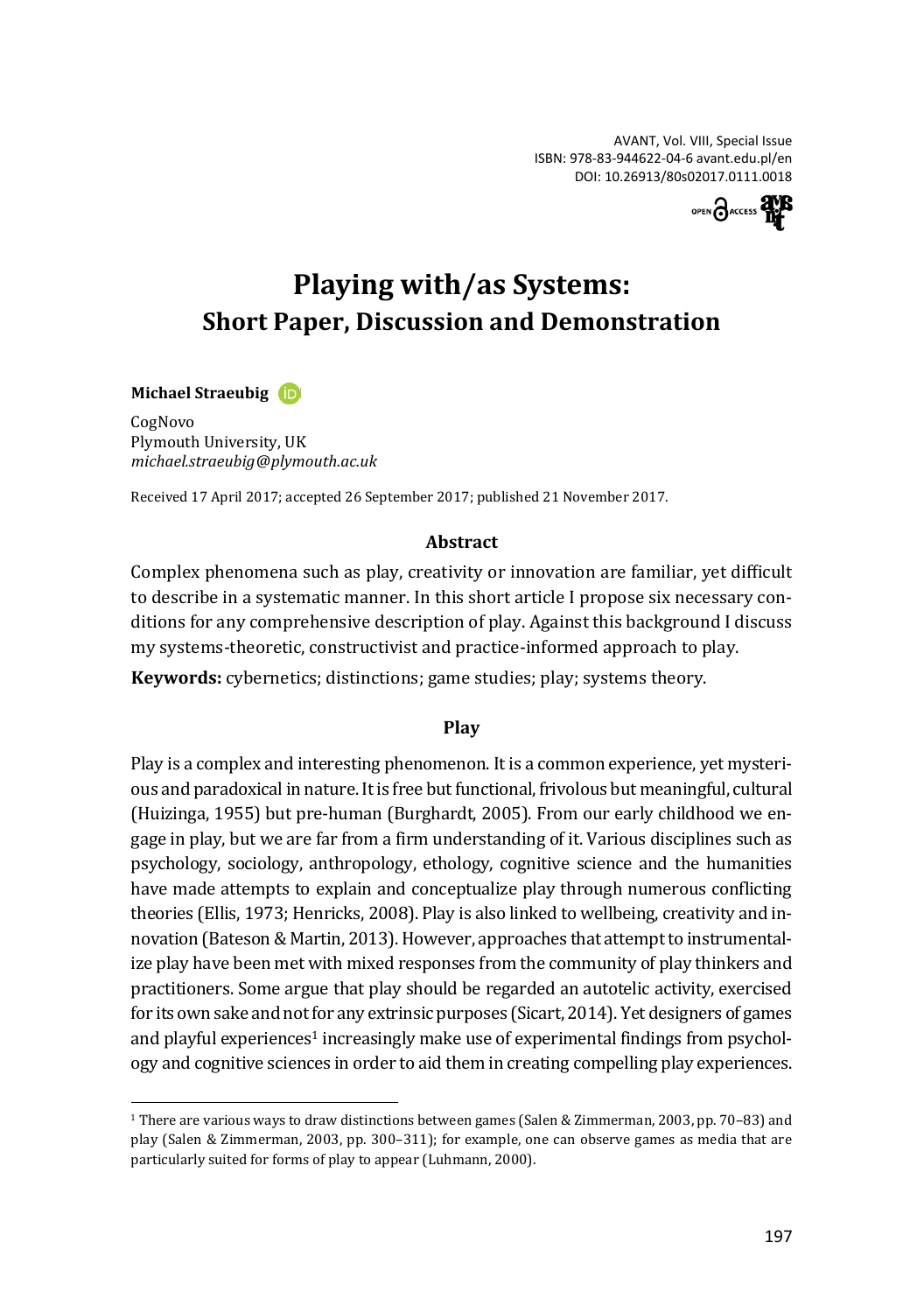# Playing with/as Systems:
## Short Paper, Discussion and Demonstration

**Michael Straeubig**

CogNovo
Plymouth University, UK
*michael.straeubig@plymouth.ac.uk*

Received 17 April 2017; accepted 26 September 2017; published 21 November 2017.

### Abstract

Complex phenomena such as play, creativity or innovation are familiar, yet difficult to describe in a systematic manner. In this short article I propose six necessary conditions for any comprehensive description of play. Against this background I discuss my systems-theoretic, constructivist and practice-informed approach to play.

**Keywords:** cybernetics; distinctions; game studies; play; systems theory.

### Play

Play is a complex and interesting phenomenon. It is a common experience, yet mysterious and paradoxical in nature. It is free but functional, frivolous but meaningful, cultural (Huizinga, 1955) but pre-human (Burghardt, 2005). From our early childhood we engage in play, but we are far from a firm understanding of it. Various disciplines such as psychology, sociology, anthropology, ethology, cognitive science and the humanities have made attempts to explain and conceptualize play through numerous conflicting theories (Ellis, 1973; Henricks, 2008). Play is also linked to wellbeing, creativity and innovation (Bateson & Martin, 2013). However, approaches that attempt to instrumentalize play have been met with mixed responses from the community of play thinkers and practitioners. Some argue that play should be regarded an autotelic activity, exercised for its own sake and not for any extrinsic purposes (Sicart, 2014). Yet designers of games and playful experiences[1] increasingly make use of experimental findings from psychology and cognitive sciences in order to aid them in creating compelling play experiences.

[1] There are various ways to draw distinctions between games (Salen & Zimmerman, 2003, pp. 70–83) and play (Salen & Zimmerman, 2003, pp. 300–311); for example, one can observe games as media that are particularly suited for forms of play to appear (Luhmann, 2000).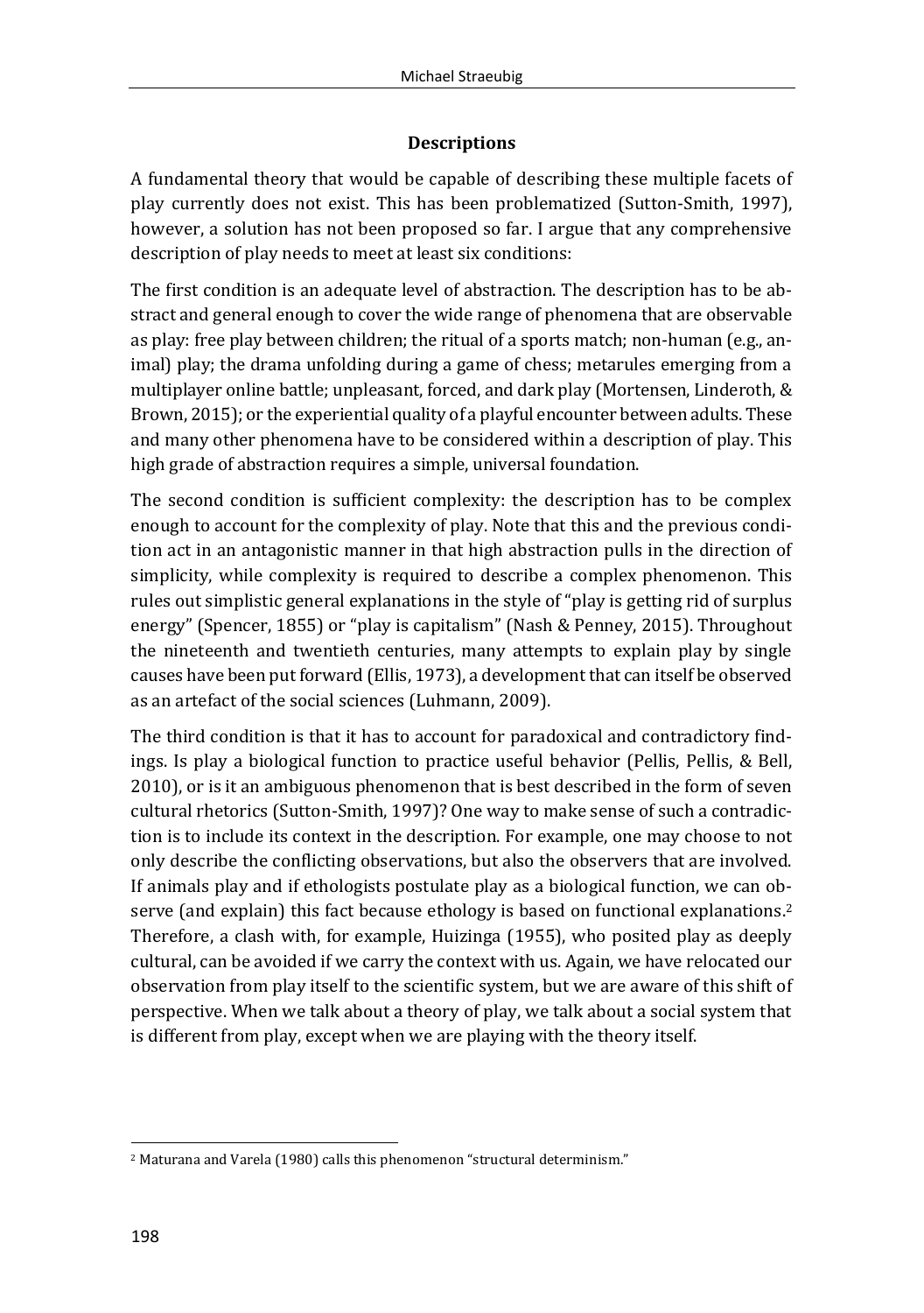### Descriptions

A fundamental theory that would be capable of describing these multiple facets of play currently does not exist. This has been problematized (Sutton-Smith, 1997), however, a solution has not been proposed so far. I argue that any comprehensive description of play needs to meet at least six conditions:

The first condition is an adequate level of abstraction. The description has to be abstract and general enough to cover the wide range of phenomena that are observable as play: free play between children; the ritual of a sports match; non-human (e.g., animal) play; the drama unfolding during a game of chess; metarules emerging from a multiplayer online battle; unpleasant, forced, and dark play (Mortensen, Linderoth, & Brown, 2015); or the experiential quality of a playful encounter between adults. These and many other phenomena have to be considered within a description of play. This high grade of abstraction requires a simple, universal foundation.

The second condition is sufficient complexity: the description has to be complex enough to account for the complexity of play. Note that this and the previous condition act in an antagonistic manner in that high abstraction pulls in the direction of simplicity, while complexity is required to describe a complex phenomenon. This rules out simplistic general explanations in the style of "play is getting rid of surplus energy" (Spencer, 1855) or "play is capitalism" (Nash & Penney, 2015). Throughout the nineteenth and twentieth centuries, many attempts to explain play by single causes have been put forward (Ellis, 1973), a development that can itself be observed as an artefact of the social sciences (Luhmann, 2009).

The third condition is that it has to account for paradoxical and contradictory findings. Is play a biological function to practice useful behavior (Pellis, Pellis, & Bell, 2010), or is it an ambiguous phenomenon that is best described in the form of seven cultural rhetorics (Sutton-Smith, 1997)? One way to make sense of such a contradiction is to include its context in the description. For example, one may choose to not only describe the conflicting observations, but also the observers that are involved. If animals play and if ethologists postulate play as a biological function, we can observe (and explain) this fact because ethology is based on functional explanations.[2] Therefore, a clash with, for example, Huizinga (1955), who posited play as deeply cultural, can be avoided if we carry the context with us. Again, we have relocated our observation from play itself to the scientific system, but we are aware of this shift of perspective. When we talk about a theory of play, we talk about a social system that is different from play, except when we are playing with the theory itself.

[2] Maturana and Varela (1980) calls this phenomenon "structural determinism."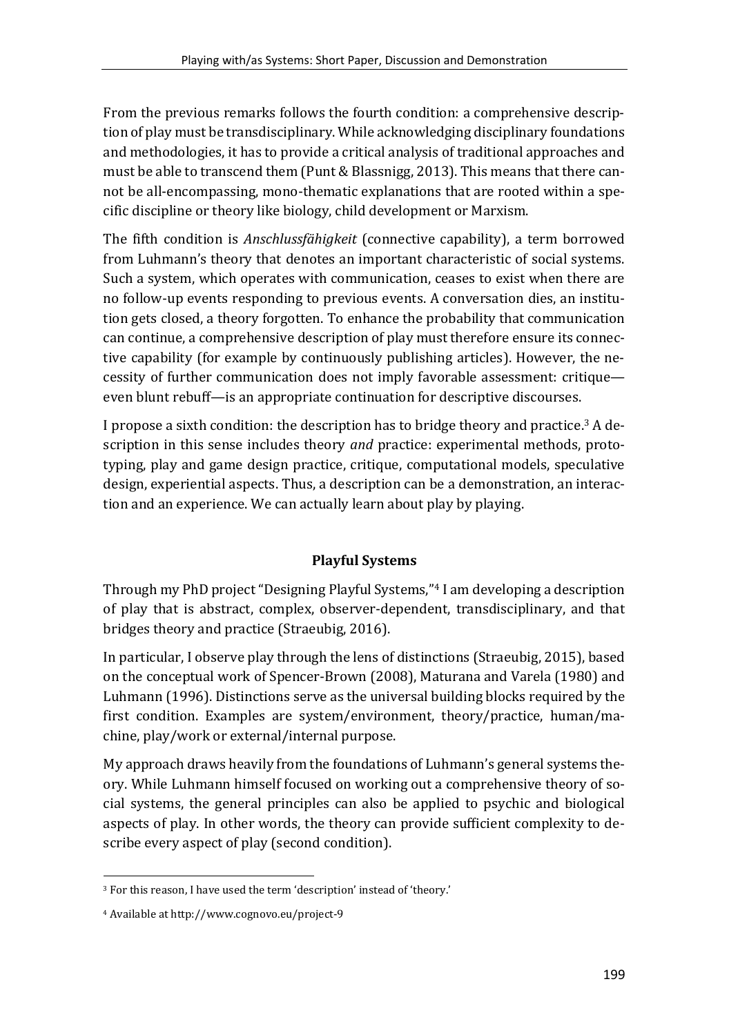From the previous remarks follows the fourth condition: a comprehensive description of play must be transdisciplinary. While acknowledging disciplinary foundations and methodologies, it has to provide a critical analysis of traditional approaches and must be able to transcend them (Punt & Blassnigg, 2013). This means that there cannot be all-encompassing, mono-thematic explanations that are rooted within a specific discipline or theory like biology, child development or Marxism.

The fifth condition is *Anschlussfähigkeit* (connective capability), a term borrowed from Luhmann's theory that denotes an important characteristic of social systems. Such a system, which operates with communication, ceases to exist when there are no follow-up events responding to previous events. A conversation dies, an institution gets closed, a theory forgotten. To enhance the probability that communication can continue, a comprehensive description of play must therefore ensure its connective capability (for example by continuously publishing articles). However, the necessity of further communication does not imply favorable assessment: critique—even blunt rebuff—is an appropriate continuation for descriptive discourses.

I propose a sixth condition: the description has to bridge theory and practice.[3] A description in this sense includes theory *and* practice: experimental methods, prototyping, play and game design practice, critique, computational models, speculative design, experiential aspects. Thus, a description can be a demonstration, an interaction and an experience. We can actually learn about play by playing.

## Playful Systems

Through my PhD project "Designing Playful Systems,"[4] I am developing a description of play that is abstract, complex, observer-dependent, transdisciplinary, and that bridges theory and practice (Straeubig, 2016).

In particular, I observe play through the lens of distinctions (Straeubig, 2015), based on the conceptual work of Spencer-Brown (2008), Maturana and Varela (1980) and Luhmann (1996). Distinctions serve as the universal building blocks required by the first condition. Examples are system/environment, theory/practice, human/machine, play/work or external/internal purpose.

My approach draws heavily from the foundations of Luhmann's general systems theory. While Luhmann himself focused on working out a comprehensive theory of social systems, the general principles can also be applied to psychic and biological aspects of play. In other words, the theory can provide sufficient complexity to describe every aspect of play (second condition).

---

[3] For this reason, I have used the term 'description' instead of 'theory.'

[4] Available at http://www.cognovo.eu/project-9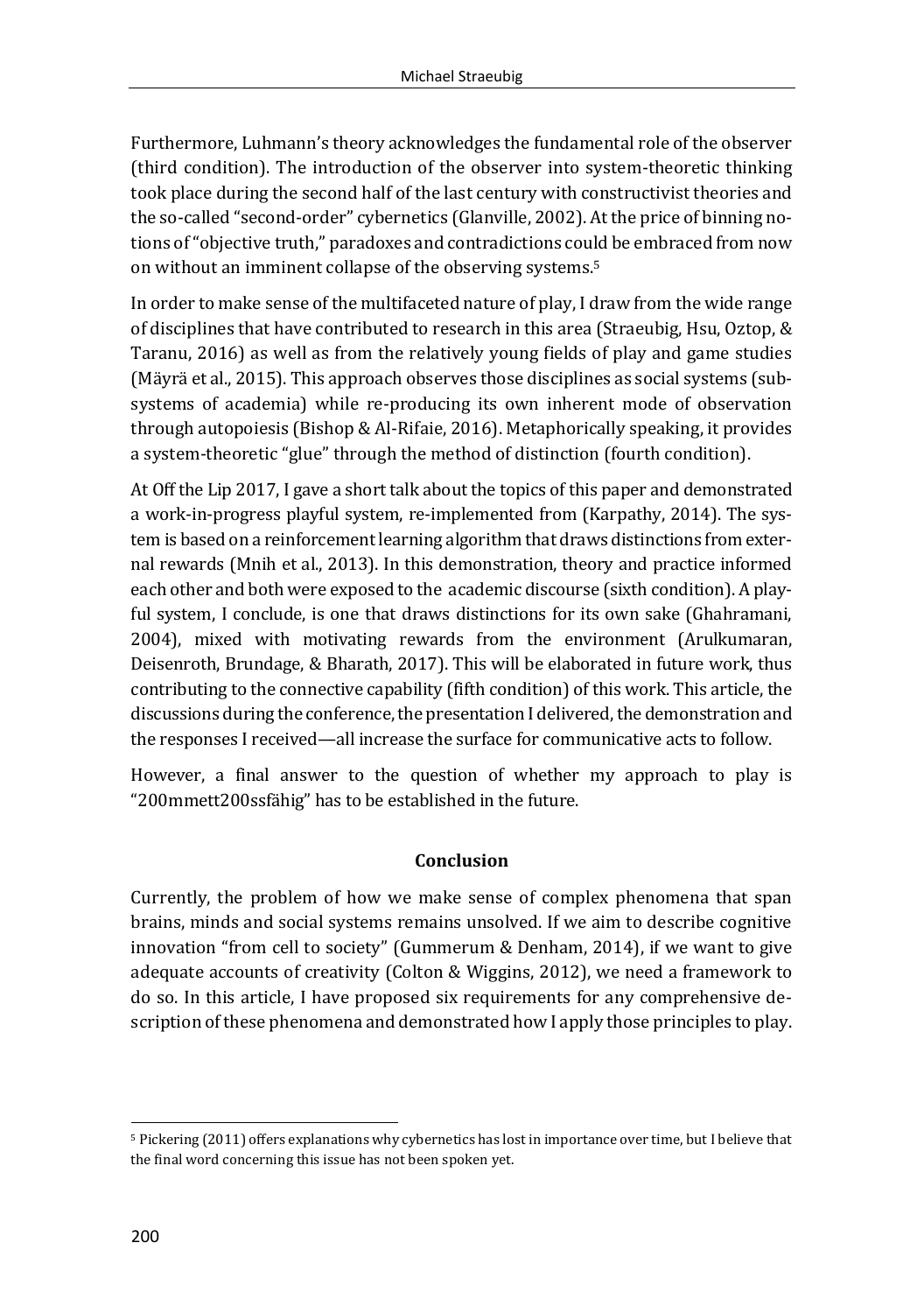Furthermore, Luhmann's theory acknowledges the fundamental role of the observer (third condition). The introduction of the observer into system-theoretic thinking took place during the second half of the last century with constructivist theories and the so-called "second-order" cybernetics (Glanville, 2002). At the price of binning notions of "objective truth," paradoxes and contradictions could be embraced from now on without an imminent collapse of the observing systems.[5]

In order to make sense of the multifaceted nature of play, I draw from the wide range of disciplines that have contributed to research in this area (Straeubig, Hsu, Oztop, & Taranu, 2016) as well as from the relatively young fields of play and game studies (Mäyrä et al., 2015). This approach observes those disciplines as social systems (subsystems of academia) while re-producing its own inherent mode of observation through autopoiesis (Bishop & Al-Rifaie, 2016). Metaphorically speaking, it provides a system-theoretic "glue" through the method of distinction (fourth condition).

At Off the Lip 2017, I gave a short talk about the topics of this paper and demonstrated a work-in-progress playful system, re-implemented from (Karpathy, 2014). The system is based on a reinforcement learning algorithm that draws distinctions from external rewards (Mnih et al., 2013). In this demonstration, theory and practice informed each other and both were exposed to the academic discourse (sixth condition). A playful system, I conclude, is one that draws distinctions for its own sake (Ghahramani, 2004), mixed with motivating rewards from the environment (Arulkumaran, Deisenroth, Brundage, & Bharath, 2017). This will be elaborated in future work, thus contributing to the connective capability (fifth condition) of this work. This article, the discussions during the conference, the presentation I delivered, the demonstration and the responses I received—all increase the surface for communicative acts to follow.

However, a final answer to the question of whether my approach to play is "200mmett200ssfähig" has to be established in the future.

## Conclusion

Currently, the problem of how we make sense of complex phenomena that span brains, minds and social systems remains unsolved. If we aim to describe cognitive innovation "from cell to society" (Gummerum & Denham, 2014), if we want to give adequate accounts of creativity (Colton & Wiggins, 2012), we need a framework to do so. In this article, I have proposed six requirements for any comprehensive description of these phenomena and demonstrated how I apply those principles to play.

[5] Pickering (2011) offers explanations why cybernetics has lost in importance over time, but I believe that the final word concerning this issue has not been spoken yet.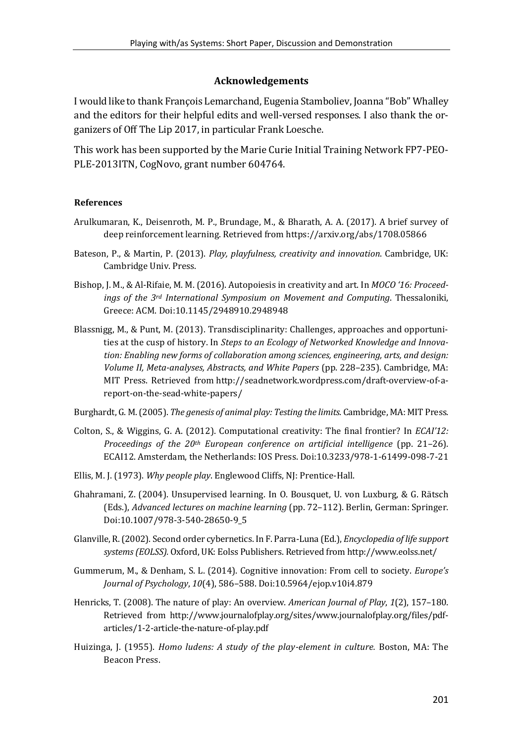### Acknowledgements

I would like to thank François Lemarchand, Eugenia Stamboliev, Joanna "Bob" Whalley and the editors for their helpful edits and well-versed responses. I also thank the organizers of Off The Lip 2017, in particular Frank Loesche.

This work has been supported by the Marie Curie Initial Training Network FP7-PEOPLE-2013ITN, CogNovo, grant number 604764.

#### References

Arulkumaran, K., Deisenroth, M. P., Brundage, M., & Bharath, A. A. (2017). A brief survey of deep reinforcement learning. Retrieved from https://arxiv.org/abs/1708.05866

Bateson, P., & Martin, P. (2013). *Play, playfulness, creativity and innovation*. Cambridge, UK: Cambridge Univ. Press.

Bishop, J. M., & Al-Rifaie, M. M. (2016). Autopoiesis in creativity and art. In *MOCO '16: Proceedings of the 3rd International Symposium on Movement and Computing*. Thessaloniki, Greece: ACM. Doi:10.1145/2948910.2948948

Blassnigg, M., & Punt, M. (2013). Transdisciplinarity: Challenges, approaches and opportunities at the cusp of history. In *Steps to an Ecology of Networked Knowledge and Innovation: Enabling new forms of collaboration among sciences, engineering, arts, and design: Volume II, Meta-analyses, Abstracts, and White Papers* (pp. 228–235). Cambridge, MA: MIT Press. Retrieved from http://seadnetwork.wordpress.com/draft-overview-of-a-report-on-the-sead-white-papers/

Burghardt, G. M. (2005). *The genesis of animal play: Testing the limits*. Cambridge, MA: MIT Press.

Colton, S., & Wiggins, G. A. (2012). Computational creativity: The final frontier? In *ECAI'12: Proceedings of the 20th European conference on artificial intelligence* (pp. 21–26). ECAI12. Amsterdam, the Netherlands: IOS Press. Doi:10.3233/978-1-61499-098-7-21

Ellis, M. J. (1973). *Why people play*. Englewood Cliffs, NJ: Prentice-Hall.

Ghahramani, Z. (2004). Unsupervised learning. In O. Bousquet, U. von Luxburg, & G. Rätsch (Eds.), *Advanced lectures on machine learning* (pp. 72–112). Berlin, German: Springer. Doi:10.1007/978-3-540-28650-9_5

Glanville, R. (2002). Second order cybernetics. In F. Parra-Luna (Ed.), *Encyclopedia of life support systems (EOLSS).* Oxford, UK: Eolss Publishers. Retrieved from http://www.eolss.net/

Gummerum, M., & Denham, S. L. (2014). Cognitive innovation: From cell to society. *Europe's Journal of Psychology*, *10*(4), 586–588. Doi:10.5964/ejop.v10i4.879

Henricks, T. (2008). The nature of play: An overview. *American Journal of Play*, *1*(2), 157–180. Retrieved from http://www.journalofplay.org/sites/www.journalofplay.org/files/pdf-articles/1-2-article-the-nature-of-play.pdf

Huizinga, J. (1955). *Homo ludens: A study of the play-element in culture.* Boston, MA: The Beacon Press.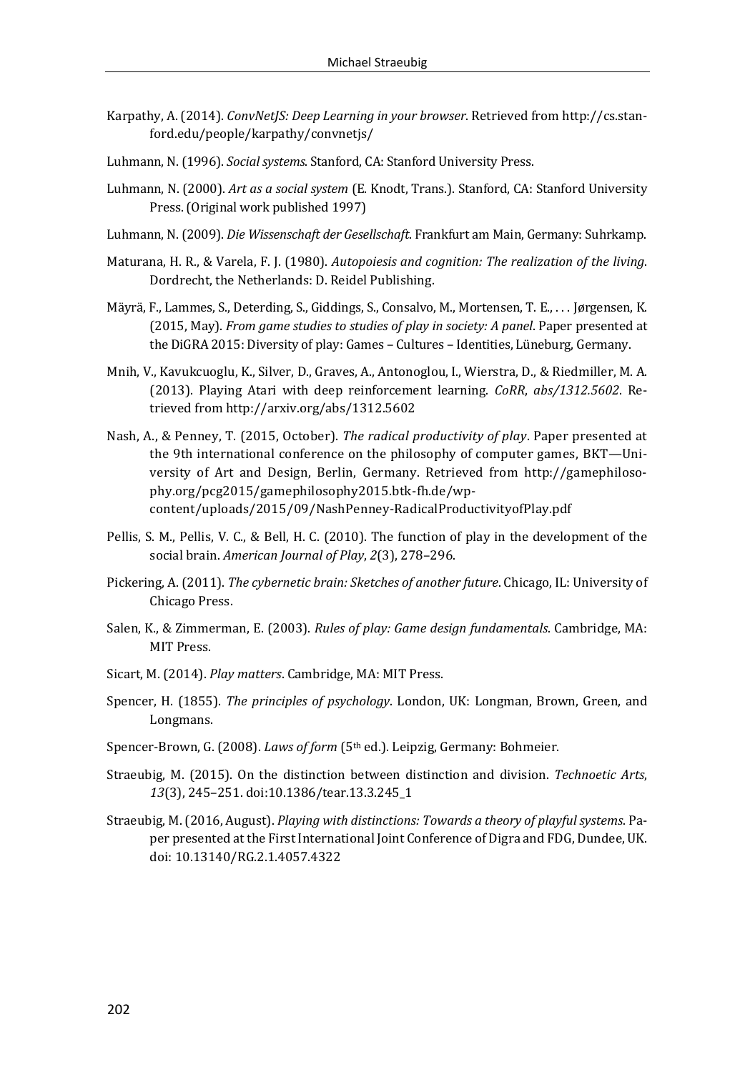Karpathy, A. (2014). *ConvNetJS: Deep Learning in your browser*. Retrieved from http://cs.stanford.edu/people/karpathy/convnetjs/

Luhmann, N. (1996). *Social systems*. Stanford, CA: Stanford University Press.

Luhmann, N. (2000). *Art as a social system* (E. Knodt, Trans.). Stanford, CA: Stanford University Press. (Original work published 1997)

Luhmann, N. (2009). *Die Wissenschaft der Gesellschaft*. Frankfurt am Main, Germany: Suhrkamp.

Maturana, H. R., & Varela, F. J. (1980). *Autopoiesis and cognition: The realization of the living*. Dordrecht, the Netherlands: D. Reidel Publishing.

Mäyrä, F., Lammes, S., Deterding, S., Giddings, S., Consalvo, M., Mortensen, T. E., . . . Jørgensen, K. (2015, May). *From game studies to studies of play in society: A panel*. Paper presented at the DiGRA 2015: Diversity of play: Games – Cultures – Identities, Lüneburg, Germany.

Mnih, V., Kavukcuoglu, K., Silver, D., Graves, A., Antonoglou, I., Wierstra, D., & Riedmiller, M. A. (2013). Playing Atari with deep reinforcement learning. *CoRR*, *abs/1312.5602*. Retrieved from http://arxiv.org/abs/1312.5602

Nash, A., & Penney, T. (2015, October). *The radical productivity of play*. Paper presented at the 9th international conference on the philosophy of computer games, BKT—University of Art and Design, Berlin, Germany. Retrieved from http://gamephilosophy.org/pcg2015/gamephilosophy2015.btk-fh.de/wp-content/uploads/2015/09/NashPenney-RadicalProductivityofPlay.pdf

Pellis, S. M., Pellis, V. C., & Bell, H. C. (2010). The function of play in the development of the social brain. *American Journal of Play*, *2*(3), 278–296.

Pickering, A. (2011). *The cybernetic brain: Sketches of another future*. Chicago, IL: University of Chicago Press.

Salen, K., & Zimmerman, E. (2003). *Rules of play: Game design fundamentals*. Cambridge, MA: MIT Press.

Sicart, M. (2014). *Play matters*. Cambridge, MA: MIT Press.

Spencer, H. (1855). *The principles of psychology*. London, UK: Longman, Brown, Green, and Longmans.

Spencer-Brown, G. (2008). *Laws of form* (5th ed.). Leipzig, Germany: Bohmeier.

Straeubig, M. (2015). On the distinction between distinction and division. *Technoetic Arts*, *13*(3), 245–251. doi:10.1386/tear.13.3.245_1

Straeubig, M. (2016, August). *Playing with distinctions: Towards a theory of playful systems*. Paper presented at the First International Joint Conference of Digra and FDG, Dundee, UK. doi: 10.13140/RG.2.1.4057.4322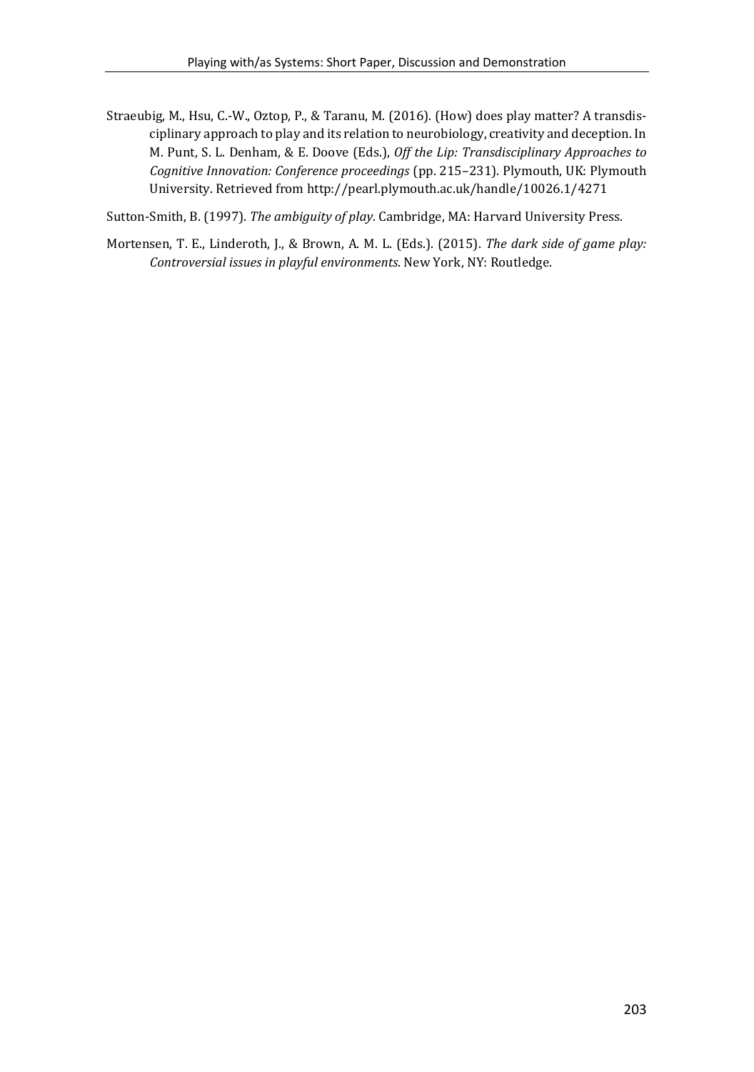Straeubig, M., Hsu, C.-W., Oztop, P., & Taranu, M. (2016). (How) does play matter? A transdisciplinary approach to play and its relation to neurobiology, creativity and deception. In M. Punt, S. L. Denham, & E. Doove (Eds.), *Off the Lip: Transdisciplinary Approaches to Cognitive Innovation: Conference proceedings* (pp. 215–231). Plymouth, UK: Plymouth University. Retrieved from http://pearl.plymouth.ac.uk/handle/10026.1/4271

Sutton-Smith, B. (1997). *The ambiguity of play*. Cambridge, MA: Harvard University Press.

Mortensen, T. E., Linderoth, J., & Brown, A. M. L. (Eds.). (2015). *The dark side of game play: Controversial issues in playful environments*. New York, NY: Routledge.